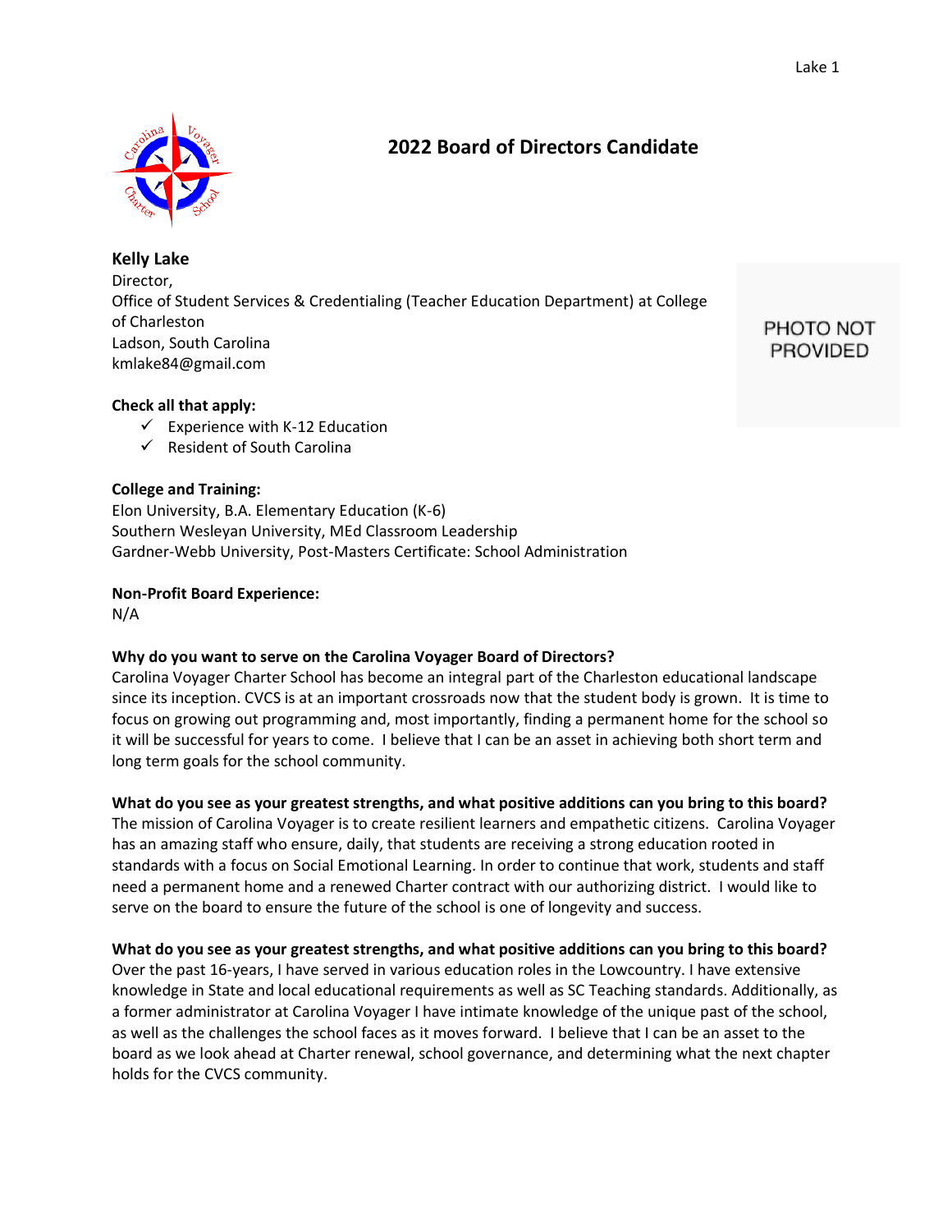# 2022 Board of Directors Candidate

**Kelly Lake**
Director,
Office of Student Services & Credentialing (Teacher Education Department) at College of Charleston
Ladson, South Carolina
kmlake84@gmail.com

PHOTO NOT PROVIDED

**Check all that apply:**

- ✓ Experience with K-12 Education
- ✓ Resident of South Carolina

**College and Training:**
Elon University, B.A. Elementary Education (K-6)
Southern Wesleyan University, MEd Classroom Leadership
Gardner-Webb University, Post-Masters Certificate: School Administration

**Non-Profit Board Experience:**
N/A

**Why do you want to serve on the Carolina Voyager Board of Directors?**
Carolina Voyager Charter School has become an integral part of the Charleston educational landscape since its inception. CVCS is at an important crossroads now that the student body is grown. It is time to focus on growing out programming and, most importantly, finding a permanent home for the school so it will be successful for years to come. I believe that I can be an asset in achieving both short term and long term goals for the school community.

**What do you see as your greatest strengths, and what positive additions can you bring to this board?**
The mission of Carolina Voyager is to create resilient learners and empathetic citizens. Carolina Voyager has an amazing staff who ensure, daily, that students are receiving a strong education rooted in standards with a focus on Social Emotional Learning. In order to continue that work, students and staff need a permanent home and a renewed Charter contract with our authorizing district. I would like to serve on the board to ensure the future of the school is one of longevity and success.

**What do you see as your greatest strengths, and what positive additions can you bring to this board?**
Over the past 16-years, I have served in various education roles in the Lowcountry. I have extensive knowledge in State and local educational requirements as well as SC Teaching standards. Additionally, as a former administrator at Carolina Voyager I have intimate knowledge of the unique past of the school, as well as the challenges the school faces as it moves forward. I believe that I can be an asset to the board as we look ahead at Charter renewal, school governance, and determining what the next chapter holds for the CVCS community.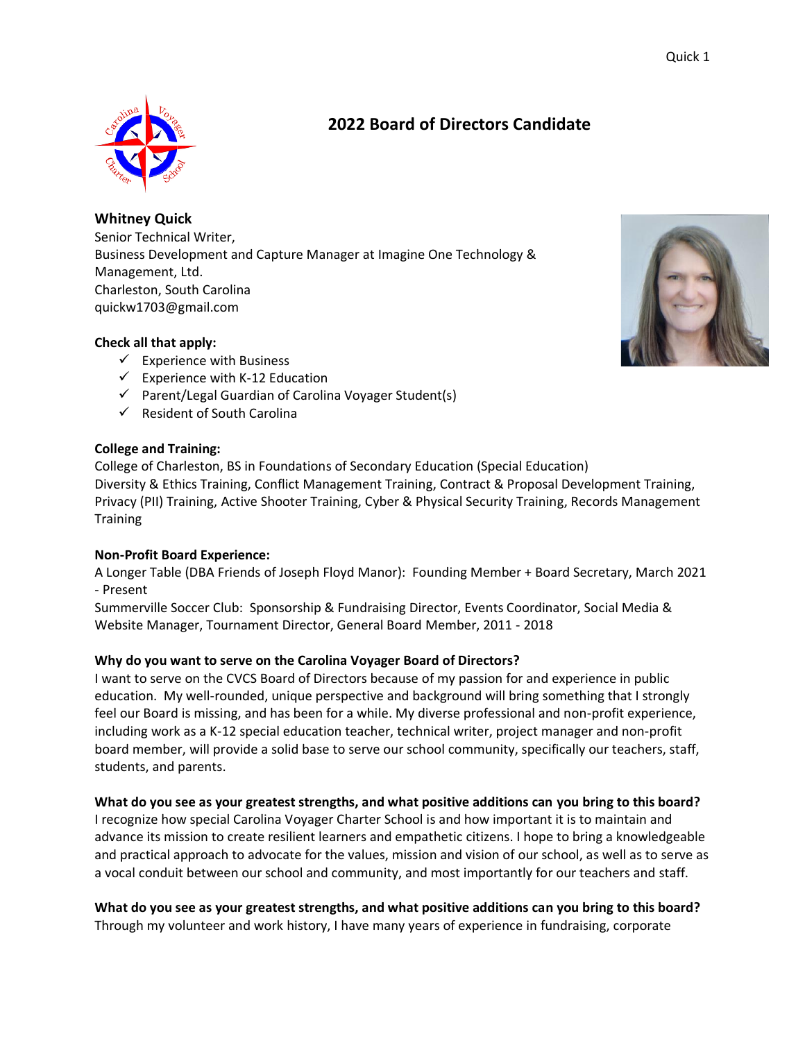# 2022 Board of Directors Candidate

**Whitney Quick**
Senior Technical Writer,
Business Development and Capture Manager at Imagine One Technology & Management, Ltd.
Charleston, South Carolina
quickw1703@gmail.com

**Check all that apply:**

- ✓ Experience with Business
- ✓ Experience with K-12 Education
- ✓ Parent/Legal Guardian of Carolina Voyager Student(s)
- ✓ Resident of South Carolina

**College and Training:**
College of Charleston, BS in Foundations of Secondary Education (Special Education)
Diversity & Ethics Training, Conflict Management Training, Contract & Proposal Development Training, Privacy (PII) Training, Active Shooter Training, Cyber & Physical Security Training, Records Management Training

**Non-Profit Board Experience:**
A Longer Table (DBA Friends of Joseph Floyd Manor): Founding Member + Board Secretary, March 2021 - Present
Summerville Soccer Club: Sponsorship & Fundraising Director, Events Coordinator, Social Media & Website Manager, Tournament Director, General Board Member, 2011 - 2018

**Why do you want to serve on the Carolina Voyager Board of Directors?**
I want to serve on the CVCS Board of Directors because of my passion for and experience in public education. My well-rounded, unique perspective and background will bring something that I strongly feel our Board is missing, and has been for a while. My diverse professional and non-profit experience, including work as a K-12 special education teacher, technical writer, project manager and non-profit board member, will provide a solid base to serve our school community, specifically our teachers, staff, students, and parents.

**What do you see as your greatest strengths, and what positive additions can you bring to this board?**
I recognize how special Carolina Voyager Charter School is and how important it is to maintain and advance its mission to create resilient learners and empathetic citizens. I hope to bring a knowledgeable and practical approach to advocate for the values, mission and vision of our school, as well as to serve as a vocal conduit between our school and community, and most importantly for our teachers and staff.

**What do you see as your greatest strengths, and what positive additions can you bring to this board?**
Through my volunteer and work history, I have many years of experience in fundraising, corporate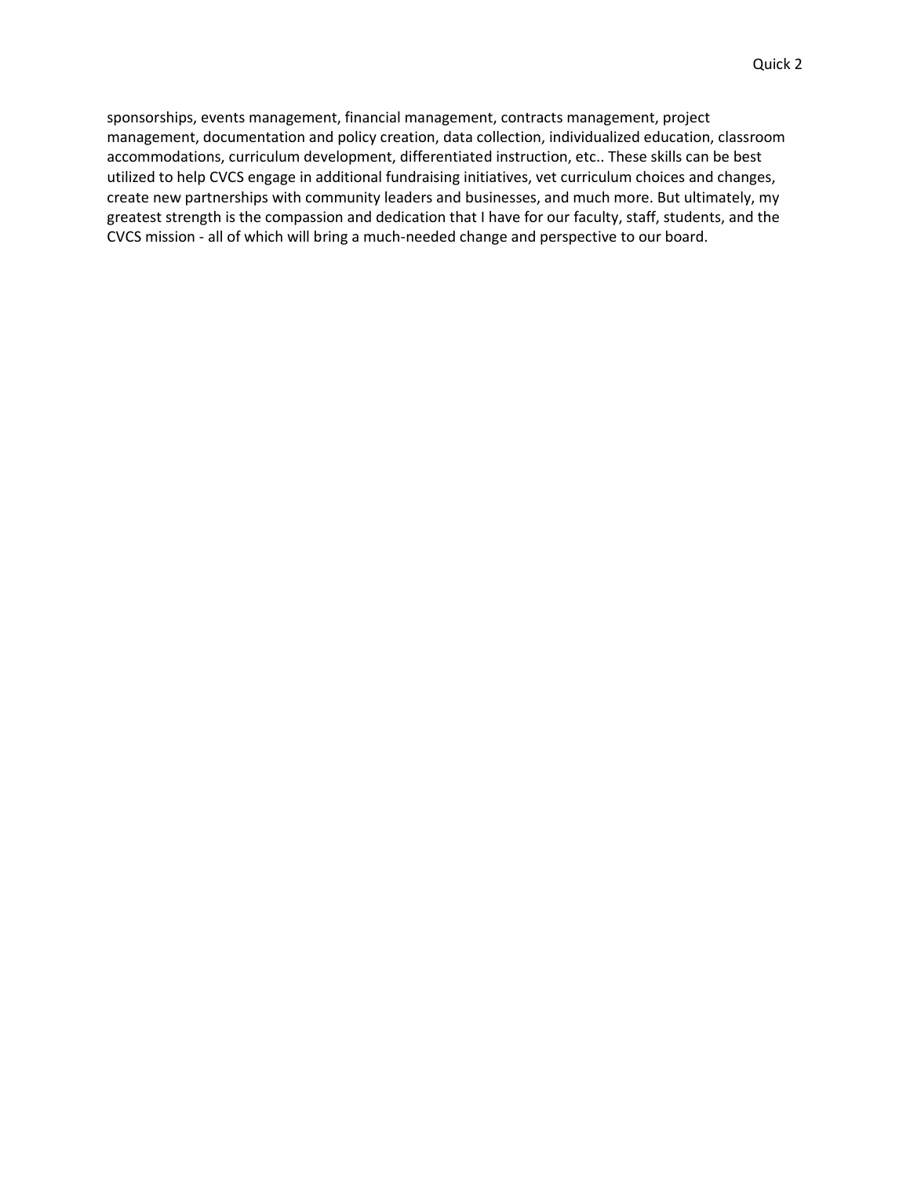sponsorships, events management, financial management, contracts management, project management, documentation and policy creation, data collection, individualized education, classroom accommodations, curriculum development, differentiated instruction, etc.. These skills can be best utilized to help CVCS engage in additional fundraising initiatives, vet curriculum choices and changes, create new partnerships with community leaders and businesses, and much more. But ultimately, my greatest strength is the compassion and dedication that I have for our faculty, staff, students, and the CVCS mission - all of which will bring a much-needed change and perspective to our board.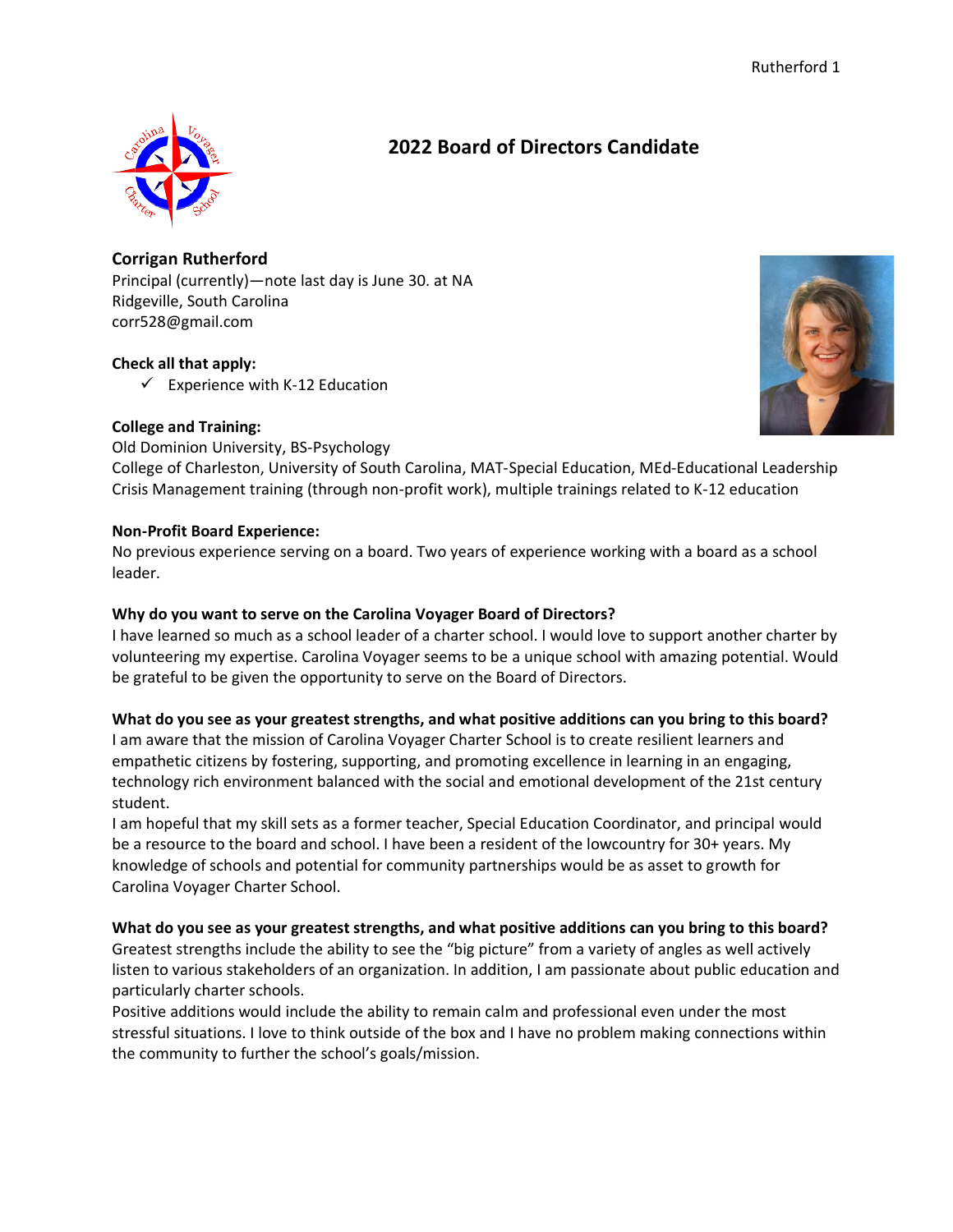# 2022 Board of Directors Candidate

**Corrigan Rutherford**
Principal (currently)—note last day is June 30. at NA
Ridgeville, South Carolina
corr528@gmail.com

**Check all that apply:**

- ✓ Experience with K-12 Education

**College and Training:**
Old Dominion University, BS-Psychology
College of Charleston, University of South Carolina, MAT-Special Education, MEd-Educational Leadership
Crisis Management training (through non-profit work), multiple trainings related to K-12 education

**Non-Profit Board Experience:**
No previous experience serving on a board. Two years of experience working with a board as a school leader.

**Why do you want to serve on the Carolina Voyager Board of Directors?**
I have learned so much as a school leader of a charter school. I would love to support another charter by volunteering my expertise. Carolina Voyager seems to be a unique school with amazing potential. Would be grateful to be given the opportunity to serve on the Board of Directors.

**What do you see as your greatest strengths, and what positive additions can you bring to this board?**
I am aware that the mission of Carolina Voyager Charter School is to create resilient learners and empathetic citizens by fostering, supporting, and promoting excellence in learning in an engaging, technology rich environment balanced with the social and emotional development of the 21st century student.
I am hopeful that my skill sets as a former teacher, Special Education Coordinator, and principal would be a resource to the board and school. I have been a resident of the lowcountry for 30+ years. My knowledge of schools and potential for community partnerships would be as asset to growth for Carolina Voyager Charter School.

**What do you see as your greatest strengths, and what positive additions can you bring to this board?**
Greatest strengths include the ability to see the "big picture" from a variety of angles as well actively listen to various stakeholders of an organization. In addition, I am passionate about public education and particularly charter schools.
Positive additions would include the ability to remain calm and professional even under the most stressful situations. I love to think outside of the box and I have no problem making connections within the community to further the school's goals/mission.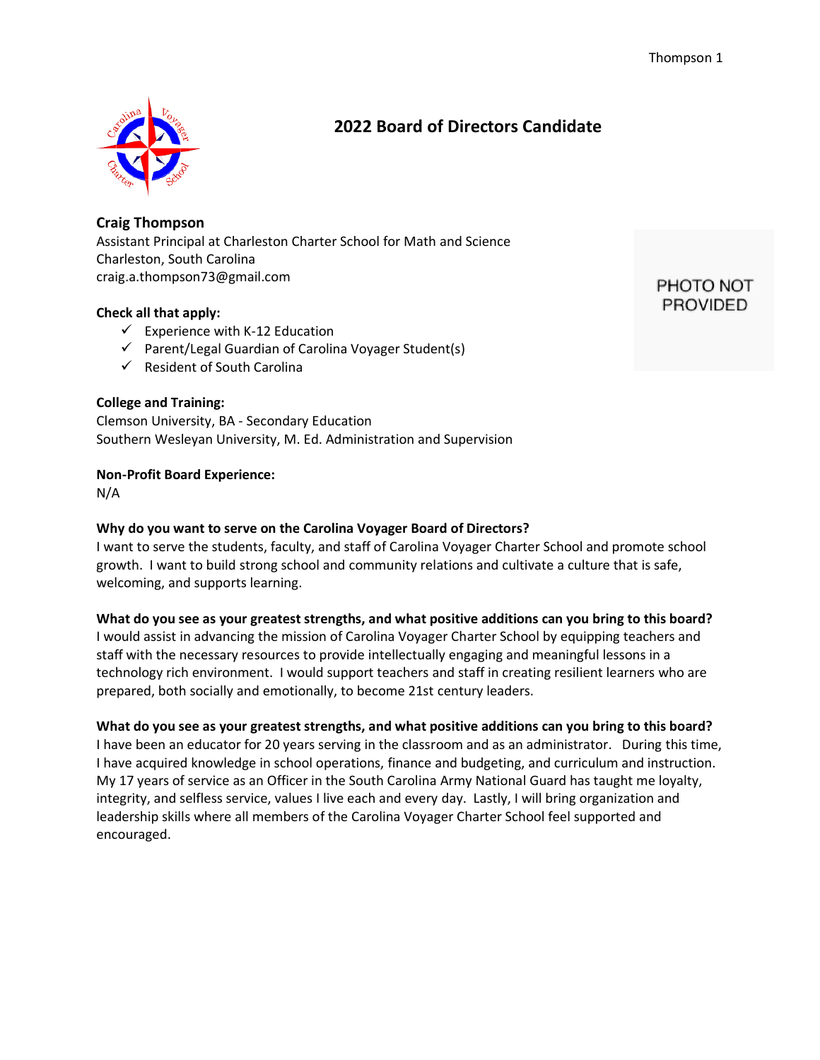# 2022 Board of Directors Candidate

PHOTO NOT PROVIDED

**Craig Thompson**
Assistant Principal at Charleston Charter School for Math and Science
Charleston, South Carolina
craig.a.thompson73@gmail.com

**Check all that apply:**

- ✓ Experience with K-12 Education
- ✓ Parent/Legal Guardian of Carolina Voyager Student(s)
- ✓ Resident of South Carolina

**College and Training:**
Clemson University, BA - Secondary Education
Southern Wesleyan University, M. Ed. Administration and Supervision

**Non-Profit Board Experience:**
N/A

**Why do you want to serve on the Carolina Voyager Board of Directors?**
I want to serve the students, faculty, and staff of Carolina Voyager Charter School and promote school growth. I want to build strong school and community relations and cultivate a culture that is safe, welcoming, and supports learning.

**What do you see as your greatest strengths, and what positive additions can you bring to this board?**
I would assist in advancing the mission of Carolina Voyager Charter School by equipping teachers and staff with the necessary resources to provide intellectually engaging and meaningful lessons in a technology rich environment. I would support teachers and staff in creating resilient learners who are prepared, both socially and emotionally, to become 21st century leaders.

**What do you see as your greatest strengths, and what positive additions can you bring to this board?**
I have been an educator for 20 years serving in the classroom and as an administrator. During this time, I have acquired knowledge in school operations, finance and budgeting, and curriculum and instruction. My 17 years of service as an Officer in the South Carolina Army National Guard has taught me loyalty, integrity, and selfless service, values I live each and every day. Lastly, I will bring organization and leadership skills where all members of the Carolina Voyager Charter School feel supported and encouraged.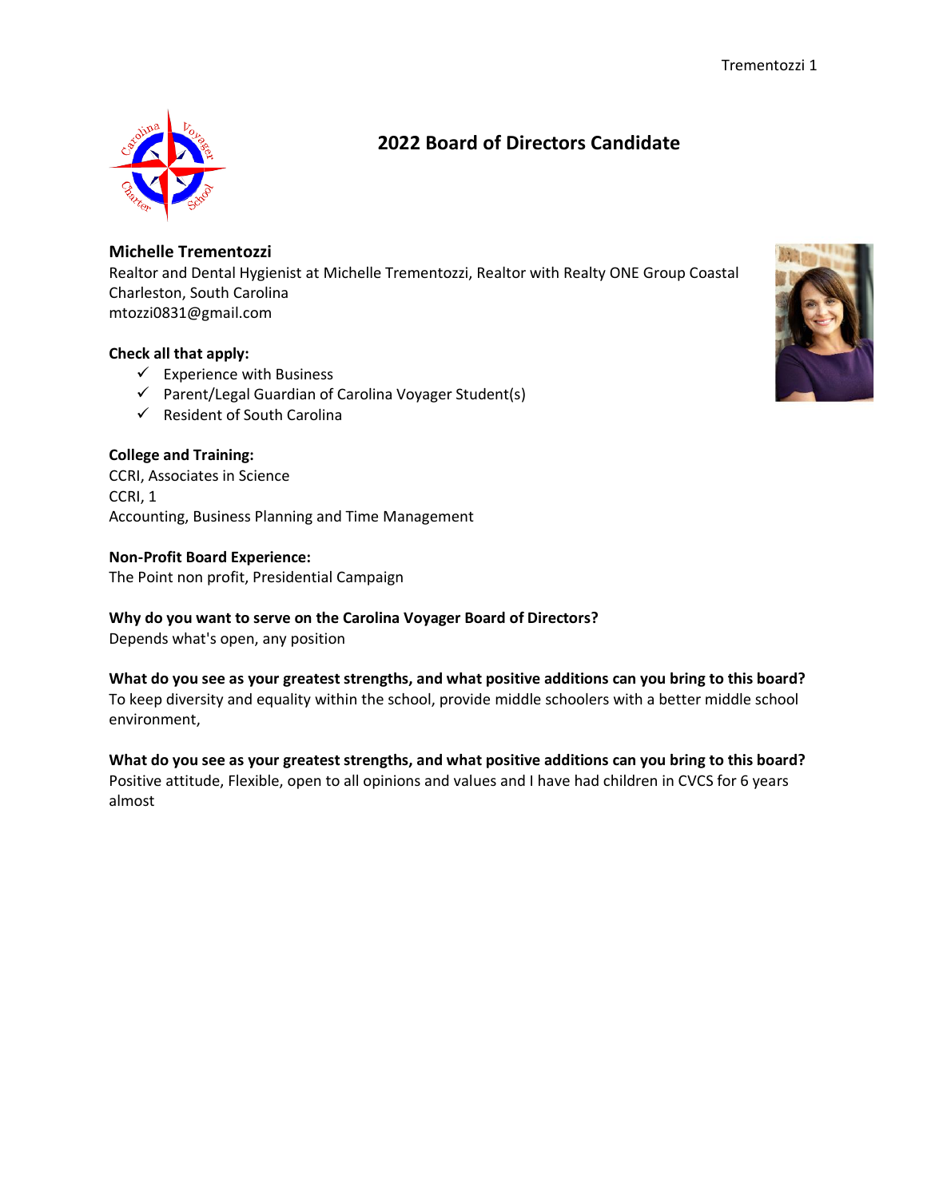## 2022 Board of Directors Candidate

**Michelle Trementozzi**
Realtor and Dental Hygienist at Michelle Trementozzi, Realtor with Realty ONE Group Coastal
Charleston, South Carolina
mtozzi0831@gmail.com

**Check all that apply:**

- ✓ Experience with Business
- ✓ Parent/Legal Guardian of Carolina Voyager Student(s)
- ✓ Resident of South Carolina

**College and Training:**
CCRI, Associates in Science
CCRI, 1
Accounting, Business Planning and Time Management

**Non-Profit Board Experience:**
The Point non profit, Presidential Campaign

**Why do you want to serve on the Carolina Voyager Board of Directors?**
Depends what's open, any position

**What do you see as your greatest strengths, and what positive additions can you bring to this board?**
To keep diversity and equality within the school, provide middle schoolers with a better middle school environment,

**What do you see as your greatest strengths, and what positive additions can you bring to this board?**
Positive attitude, Flexible, open to all opinions and values and I have had children in CVCS for 6 years almost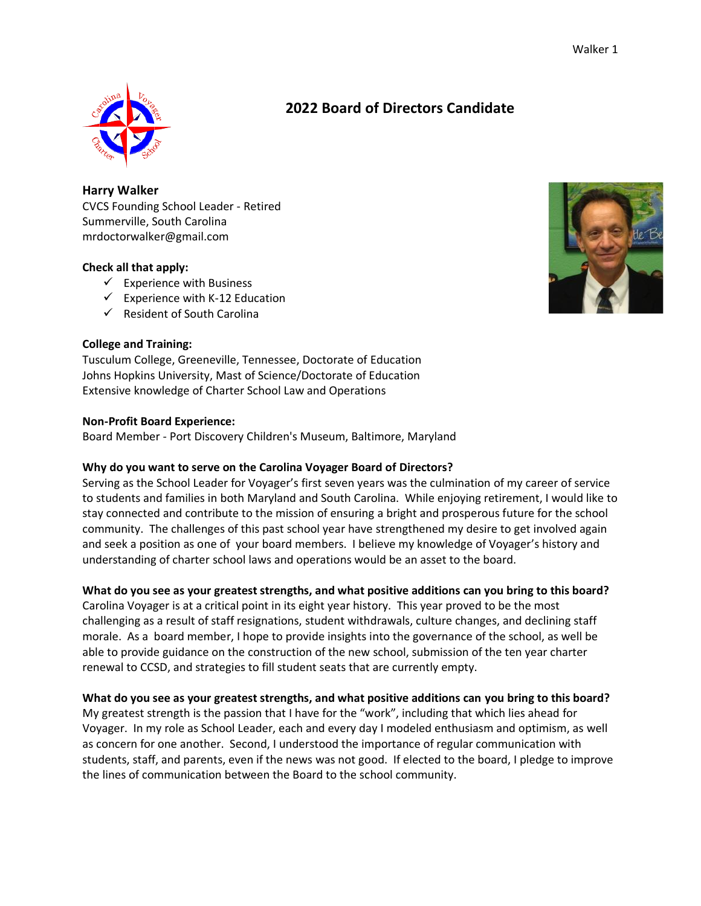# 2022 Board of Directors Candidate

**Harry Walker**
CVCS Founding School Leader - Retired
Summerville, South Carolina
mrdoctorwalker@gmail.com

**Check all that apply:**

- ✓ Experience with Business
- ✓ Experience with K-12 Education
- ✓ Resident of South Carolina

**College and Training:**
Tusculum College, Greeneville, Tennessee, Doctorate of Education
Johns Hopkins University, Mast of Science/Doctorate of Education
Extensive knowledge of Charter School Law and Operations

**Non-Profit Board Experience:**
Board Member - Port Discovery Children's Museum, Baltimore, Maryland

**Why do you want to serve on the Carolina Voyager Board of Directors?**
Serving as the School Leader for Voyager's first seven years was the culmination of my career of service to students and families in both Maryland and South Carolina. While enjoying retirement, I would like to stay connected and contribute to the mission of ensuring a bright and prosperous future for the school community. The challenges of this past school year have strengthened my desire to get involved again and seek a position as one of your board members. I believe my knowledge of Voyager's history and understanding of charter school laws and operations would be an asset to the board.

**What do you see as your greatest strengths, and what positive additions can you bring to this board?**
Carolina Voyager is at a critical point in its eight year history. This year proved to be the most challenging as a result of staff resignations, student withdrawals, culture changes, and declining staff morale. As a board member, I hope to provide insights into the governance of the school, as well be able to provide guidance on the construction of the new school, submission of the ten year charter renewal to CCSD, and strategies to fill student seats that are currently empty.

**What do you see as your greatest strengths, and what positive additions can you bring to this board?**
My greatest strength is the passion that I have for the "work", including that which lies ahead for Voyager. In my role as School Leader, each and every day I modeled enthusiasm and optimism, as well as concern for one another. Second, I understood the importance of regular communication with students, staff, and parents, even if the news was not good. If elected to the board, I pledge to improve the lines of communication between the Board to the school community.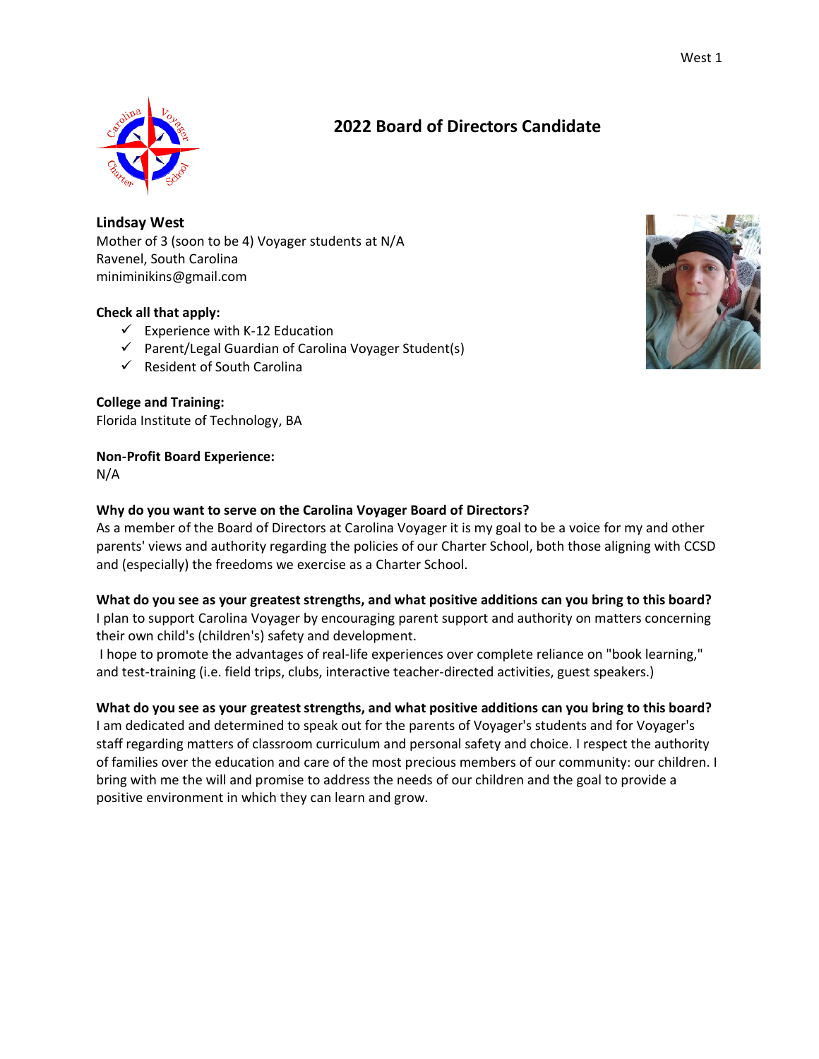# 2022 Board of Directors Candidate

**Lindsay West**
Mother of 3 (soon to be 4) Voyager students at N/A
Ravenel, South Carolina
miniminikins@gmail.com

**Check all that apply:**

- ✓ Experience with K-12 Education
- ✓ Parent/Legal Guardian of Carolina Voyager Student(s)
- ✓ Resident of South Carolina

**College and Training:**
Florida Institute of Technology, BA

**Non-Profit Board Experience:**
N/A

**Why do you want to serve on the Carolina Voyager Board of Directors?**
As a member of the Board of Directors at Carolina Voyager it is my goal to be a voice for my and other parents' views and authority regarding the policies of our Charter School, both those aligning with CCSD and (especially) the freedoms we exercise as a Charter School.

**What do you see as your greatest strengths, and what positive additions can you bring to this board?**
I plan to support Carolina Voyager by encouraging parent support and authority on matters concerning their own child's (children's) safety and development.
I hope to promote the advantages of real-life experiences over complete reliance on "book learning," and test-training (i.e. field trips, clubs, interactive teacher-directed activities, guest speakers.)

**What do you see as your greatest strengths, and what positive additions can you bring to this board?**
I am dedicated and determined to speak out for the parents of Voyager's students and for Voyager's staff regarding matters of classroom curriculum and personal safety and choice. I respect the authority of families over the education and care of the most precious members of our community: our children. I bring with me the will and promise to address the needs of our children and the goal to provide a positive environment in which they can learn and grow.